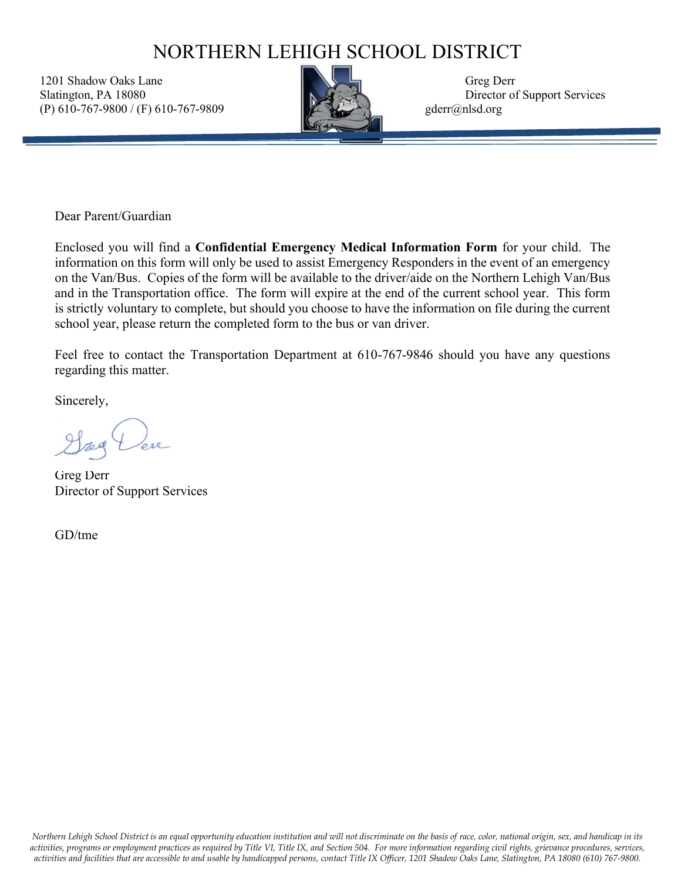# NORTHERN LEHIGH SCHOOL DISTRICT

1201 Shadow Oaks Lane
Slatington, PA 18080
(P) 610-767-9800 / (F) 610-767-9809

Greg Derr
Director of Support Services
gderr@nlsd.org

Dear Parent/Guardian

Enclosed you will find a **Confidential Emergency Medical Information Form** for your child. The information on this form will only be used to assist Emergency Responders in the event of an emergency on the Van/Bus. Copies of the form will be available to the driver/aide on the Northern Lehigh Van/Bus and in the Transportation office. The form will expire at the end of the current school year. This form is strictly voluntary to complete, but should you choose to have the information on file during the current school year, please return the completed form to the bus or van driver.

Feel free to contact the Transportation Department at 610-767-9846 should you have any questions regarding this matter.

Sincerely,

Greg Derr
Director of Support Services

GD/tme

*Northern Lehigh School District is an equal opportunity education institution and will not discriminate on the basis of race, color, national origin, sex, and handicap in its activities, programs or employment practices as required by Title VI, Title IX, and Section 504. For more information regarding civil rights, grievance procedures, services, activities and facilities that are accessible to and usable by handicapped persons, contact Title IX Officer, 1201 Shadow Oaks Lane, Slatington, PA 18080 (610) 767-9800.*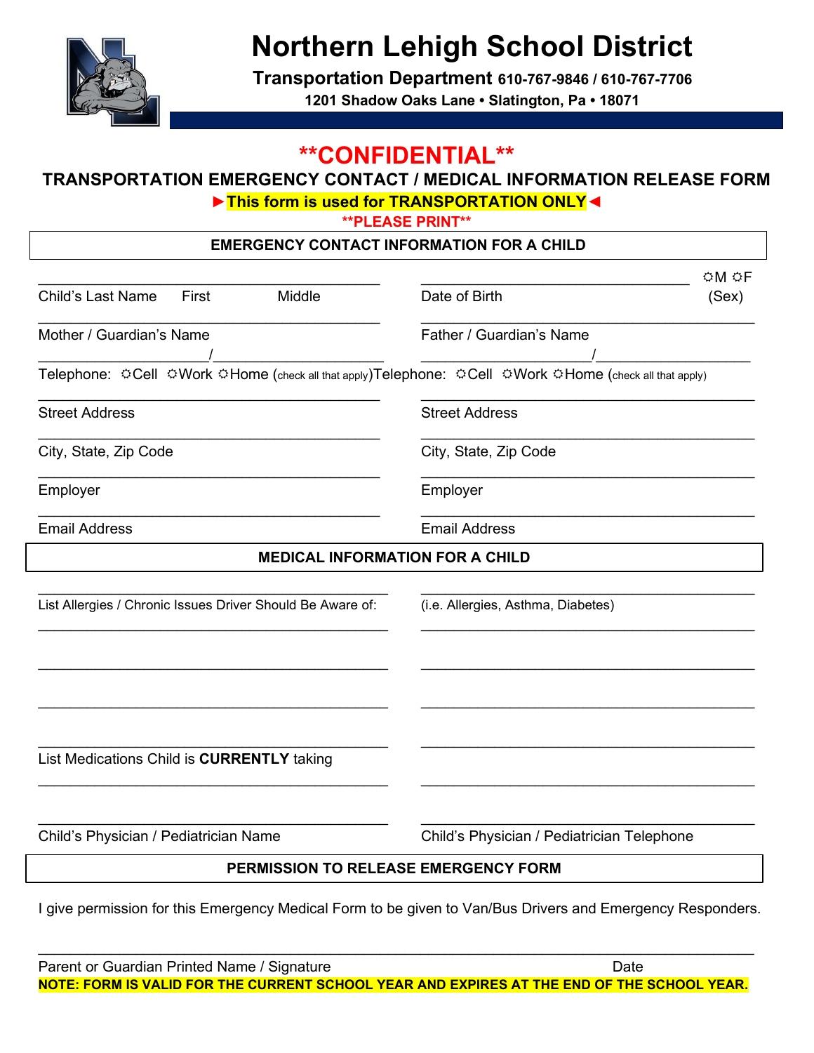# Northern Lehigh School District

**Transportation Department 610-767-9846 / 610-767-7706**

**1201 Shadow Oaks Lane • Slatington, Pa • 18071**

## **CONFIDENTIAL**

## TRANSPORTATION EMERGENCY CONTACT / MEDICAL INFORMATION RELEASE FORM

**►This form is used for TRANSPORTATION ONLY◄**

****PLEASE PRINT****

### EMERGENCY CONTACT INFORMATION FOR A CHILD

_______________________________________ _______________________________ ☼M ☼F

Child's Last Name First Middle Date of Birth (Sex)

_______________________________________ _______________________________________

Mother / Guardian's Name Father / Guardian's Name

___________________/___________________ ___________________/___________________

Telephone: ☼Cell ☼Work ☼Home (check all that apply) Telephone: ☼Cell ☼Work ☼Home (check all that apply)

_______________________________________ _______________________________________

Street Address Street Address

_______________________________________ _______________________________________

City, State, Zip Code City, State, Zip Code

_______________________________________ _______________________________________

Employer Employer

_______________________________________ _______________________________________

Email Address Email Address

### MEDICAL INFORMATION FOR A CHILD

_______________________________________ _______________________________________

List Allergies / Chronic Issues Driver Should Be Aware of: (i.e. Allergies, Asthma, Diabetes)

_______________________________________ _______________________________________

_______________________________________ _______________________________________

_______________________________________ _______________________________________

_______________________________________ _______________________________________

List Medications Child is **CURRENTLY** taking

_______________________________________ _______________________________________

_______________________________________ _______________________________________

Child's Physician / Pediatrician Name Child's Physician / Pediatrician Telephone

### PERMISSION TO RELEASE EMERGENCY FORM

I give permission for this Emergency Medical Form to be given to Van/Bus Drivers and Emergency Responders.

______________________________________________________________________________

Parent or Guardian Printed Name / Signature Date

**NOTE: FORM IS VALID FOR THE CURRENT SCHOOL YEAR AND EXPIRES AT THE END OF THE SCHOOL YEAR.**